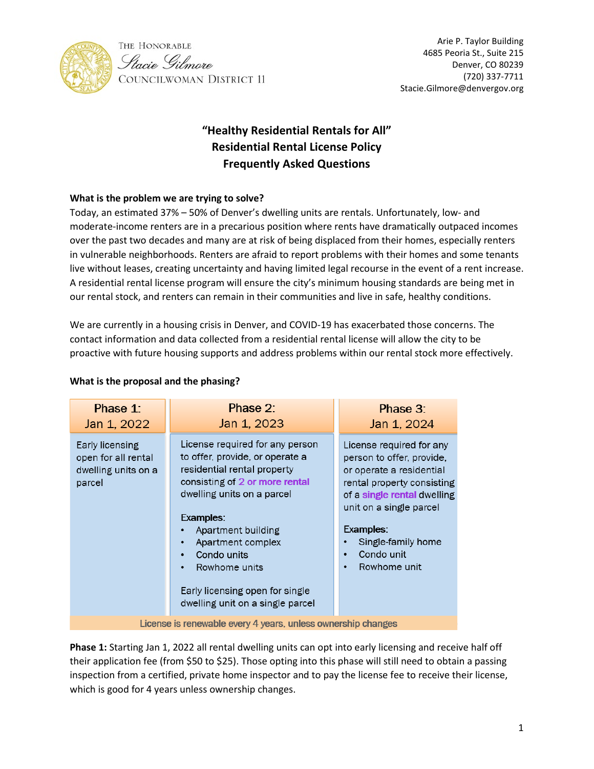The Honorable
Stacie Gilmore
Councilwoman District 11

Arie P. Taylor Building
4685 Peoria St., Suite 215
Denver, CO 80239
(720) 337-7711
Stacie.Gilmore@denvergov.org

# "Healthy Residential Rentals for All"
# Residential Rental License Policy
# Frequently Asked Questions

**What is the problem we are trying to solve?**

Today, an estimated 37% – 50% of Denver's dwelling units are rentals. Unfortunately, low- and moderate-income renters are in a precarious position where rents have dramatically outpaced incomes over the past two decades and many are at risk of being displaced from their homes, especially renters in vulnerable neighborhoods. Renters are afraid to report problems with their homes and some tenants live without leases, creating uncertainty and having limited legal recourse in the event of a rent increase. A residential rental license program will ensure the city's minimum housing standards are being met in our rental stock, and renters can remain in their communities and live in safe, healthy conditions.

We are currently in a housing crisis in Denver, and COVID-19 has exacerbated those concerns. The contact information and data collected from a residential rental license will allow the city to be proactive with future housing supports and address problems within our rental stock more effectively.

**What is the proposal and the phasing?**

| Phase 1: Jan 1, 2022 | Phase 2: Jan 1, 2023 | Phase 3: Jan 1, 2024 |
|---|---|---|
| Early licensing open for all rental dwelling units on a parcel | License required for any person to offer, provide, or operate a residential rental property consisting of **2 or more rental** dwelling units on a parcel<br><br>Examples:<br>• Apartment building<br>• Apartment complex<br>• Condo units<br>• Rowhome units<br><br>Early licensing open for single dwelling unit on a single parcel | License required for any person to offer, provide, or operate a residential rental property consisting of a **single rental** dwelling unit on a single parcel<br><br>Examples:<br>• Single-family home<br>• Condo unit<br>• Rowhome unit |
| License is renewable every 4 years, unless ownership changes | | |

**Phase 1:** Starting Jan 1, 2022 all rental dwelling units can opt into early licensing and receive half off their application fee (from $50 to $25). Those opting into this phase will still need to obtain a passing inspection from a certified, private home inspector and to pay the license fee to receive their license, which is good for 4 years unless ownership changes.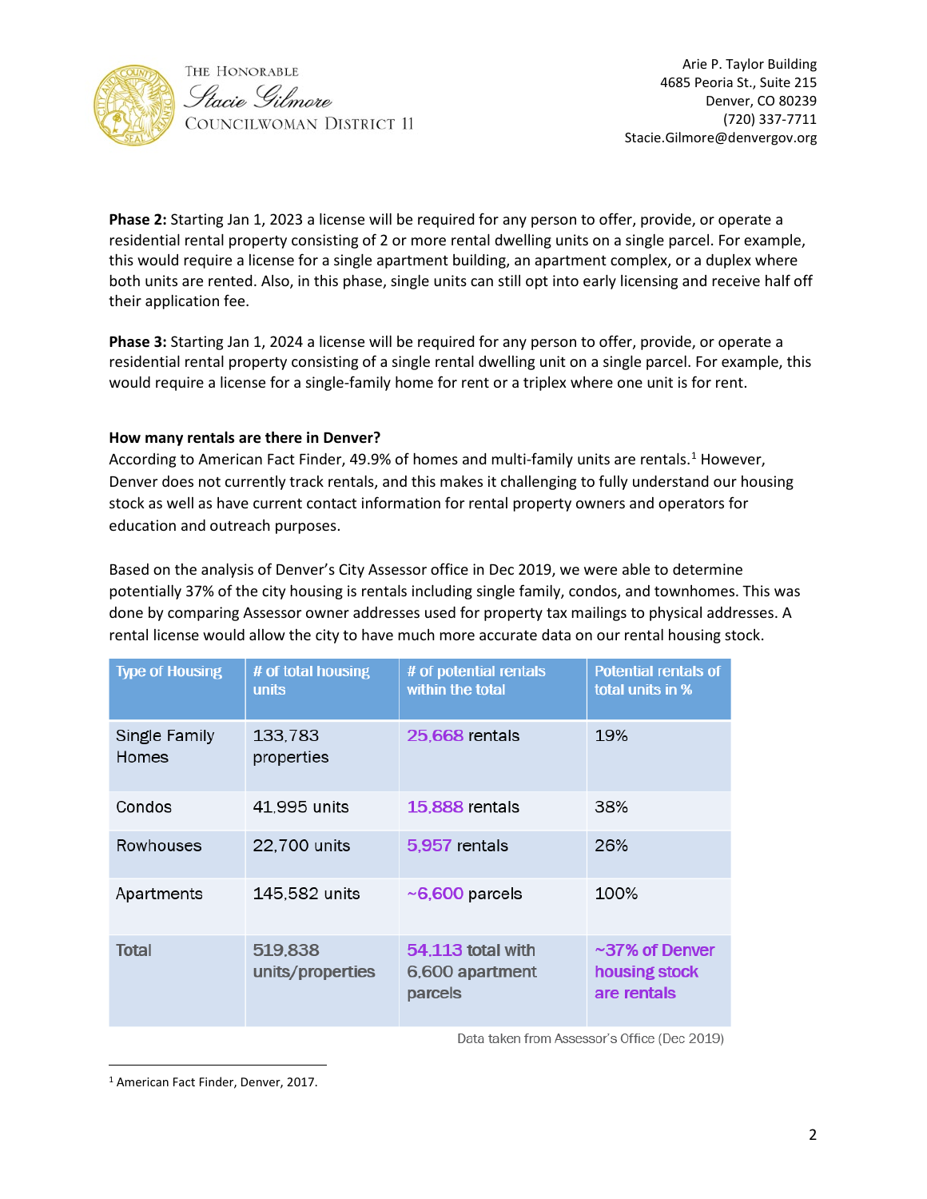**Phase 2:** Starting Jan 1, 2023 a license will be required for any person to offer, provide, or operate a residential rental property consisting of 2 or more rental dwelling units on a single parcel. For example, this would require a license for a single apartment building, an apartment complex, or a duplex where both units are rented. Also, in this phase, single units can still opt into early licensing and receive half off their application fee.

**Phase 3:** Starting Jan 1, 2024 a license will be required for any person to offer, provide, or operate a residential rental property consisting of a single rental dwelling unit on a single parcel. For example, this would require a license for a single-family home for rent or a triplex where one unit is for rent.

**How many rentals are there in Denver?**

According to American Fact Finder, 49.9% of homes and multi-family units are rentals.[1] However, Denver does not currently track rentals, and this makes it challenging to fully understand our housing stock as well as have current contact information for rental property owners and operators for education and outreach purposes.

Based on the analysis of Denver's City Assessor office in Dec 2019, we were able to determine potentially 37% of the city housing is rentals including single family, condos, and townhomes. This was done by comparing Assessor owner addresses used for property tax mailings to physical addresses. A rental license would allow the city to have much more accurate data on our rental housing stock.

| Type of Housing | # of total housing units | # of potential rentals within the total | Potential rentals of total units in % |
|---|---|---|---|
| Single Family Homes | 133,783 properties | 25,668 rentals | 19% |
| Condos | 41,995 units | 15,888 rentals | 38% |
| Rowhouses | 22,700 units | 5,957 rentals | 26% |
| Apartments | 145,582 units | ~6,600 parcels | 100% |
| Total | 519,838 units/properties | 54,113 total with 6,600 apartment parcels | ~37% of Denver housing stock are rentals |

Data taken from Assessor's Office (Dec 2019)

[1] American Fact Finder, Denver, 2017.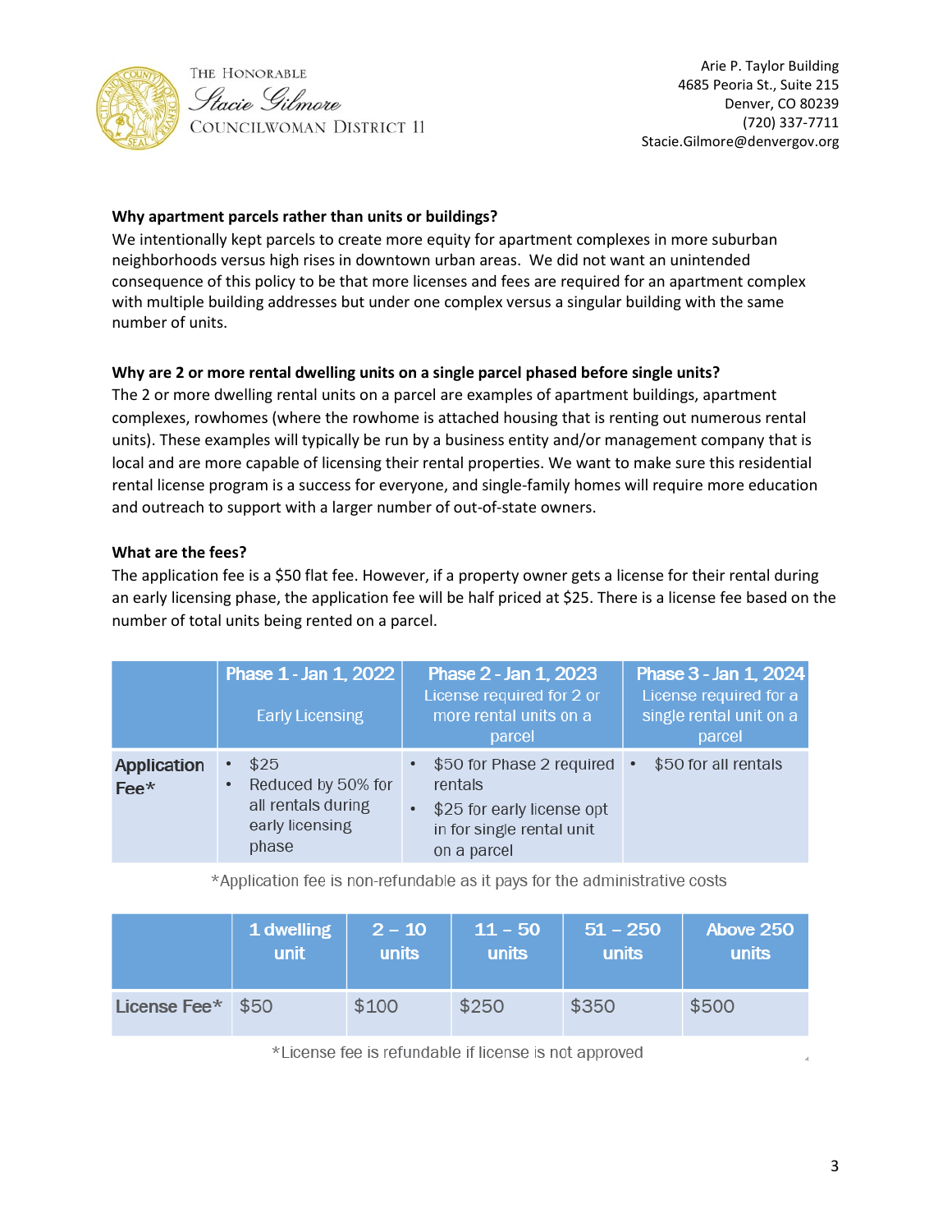The Honorable Stacie Gilmore
Councilwoman District 11

Arie P. Taylor Building
4685 Peoria St., Suite 215
Denver, CO 80239
(720) 337-7711
Stacie.Gilmore@denvergov.org

**Why apartment parcels rather than units or buildings?**

We intentionally kept parcels to create more equity for apartment complexes in more suburban neighborhoods versus high rises in downtown urban areas. We did not want an unintended consequence of this policy to be that more licenses and fees are required for an apartment complex with multiple building addresses but under one complex versus a singular building with the same number of units.

**Why are 2 or more rental dwelling units on a single parcel phased before single units?**

The 2 or more dwelling rental units on a parcel are examples of apartment buildings, apartment complexes, rowhomes (where the rowhome is attached housing that is renting out numerous rental units). These examples will typically be run by a business entity and/or management company that is local and are more capable of licensing their rental properties. We want to make sure this residential rental license program is a success for everyone, and single-family homes will require more education and outreach to support with a larger number of out-of-state owners.

**What are the fees?**

The application fee is a $50 flat fee. However, if a property owner gets a license for their rental during an early licensing phase, the application fee will be half priced at $25. There is a license fee based on the number of total units being rented on a parcel.

| | **Phase 1 - Jan 1, 2022** Early Licensing | **Phase 2 - Jan 1, 2023** License required for 2 or more rental units on a parcel | **Phase 3 - Jan 1, 2024** License required for a single rental unit on a parcel |
|---|---|---|---|
| **Application Fee*** | • $25<br>• Reduced by 50% for all rentals during early licensing phase | • $50 for Phase 2 required rentals<br>• $25 for early license opt in for single rental unit on a parcel | • $50 for all rentals |

*Application fee is non-refundable as it pays for the administrative costs

| | **1 dwelling unit** | **2 – 10 units** | **11 – 50 units** | **51 – 250 units** | **Above 250 units** |
|---|---|---|---|---|---|
| **License Fee*** | $50 | $100 | $250 | $350 | $500 |

*License fee is refundable if license is not approved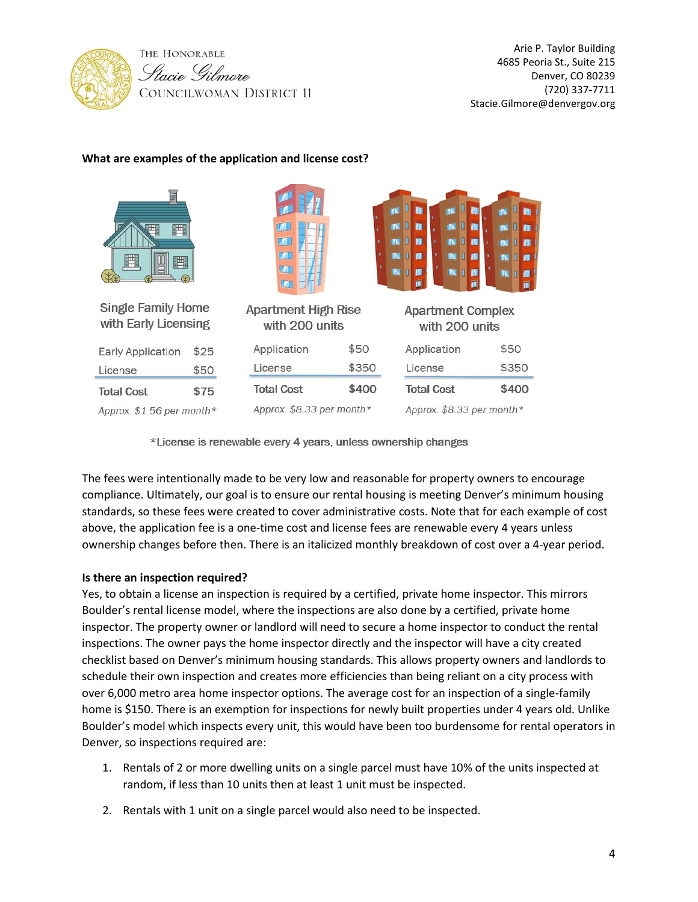**What are examples of the application and license cost?**

| Single Family Home with Early Licensing | | Apartment High Rise with 200 units | | Apartment Complex with 200 units | |
|---|---|---|---|---|---|
| Early Application | $25 | Application | $50 | Application | $50 |
| License | $50 | License | $350 | License | $350 |
| Total Cost | $75 | Total Cost | $400 | Total Cost | $400 |
| *Approx. $1.56 per month** | | *Approx. $8.33 per month** | | *Approx. $8.33 per month** | |

*License is renewable every 4 years, unless ownership changes

The fees were intentionally made to be very low and reasonable for property owners to encourage compliance. Ultimately, our goal is to ensure our rental housing is meeting Denver's minimum housing standards, so these fees were created to cover administrative costs. Note that for each example of cost above, the application fee is a one-time cost and license fees are renewable every 4 years unless ownership changes before then. There is an italicized monthly breakdown of cost over a 4-year period.

**Is there an inspection required?**

Yes, to obtain a license an inspection is required by a certified, private home inspector. This mirrors Boulder's rental license model, where the inspections are also done by a certified, private home inspector. The property owner or landlord will need to secure a home inspector to conduct the rental inspections. The owner pays the home inspector directly and the inspector will have a city created checklist based on Denver's minimum housing standards. This allows property owners and landlords to schedule their own inspection and creates more efficiencies than being reliant on a city process with over 6,000 metro area home inspector options. The average cost for an inspection of a single-family home is $150. There is an exemption for inspections for newly built properties under 4 years old. Unlike Boulder's model which inspects every unit, this would have been too burdensome for rental operators in Denver, so inspections required are:

1. Rentals of 2 or more dwelling units on a single parcel must have 10% of the units inspected at random, if less than 10 units then at least 1 unit must be inspected.
2. Rentals with 1 unit on a single parcel would also need to be inspected.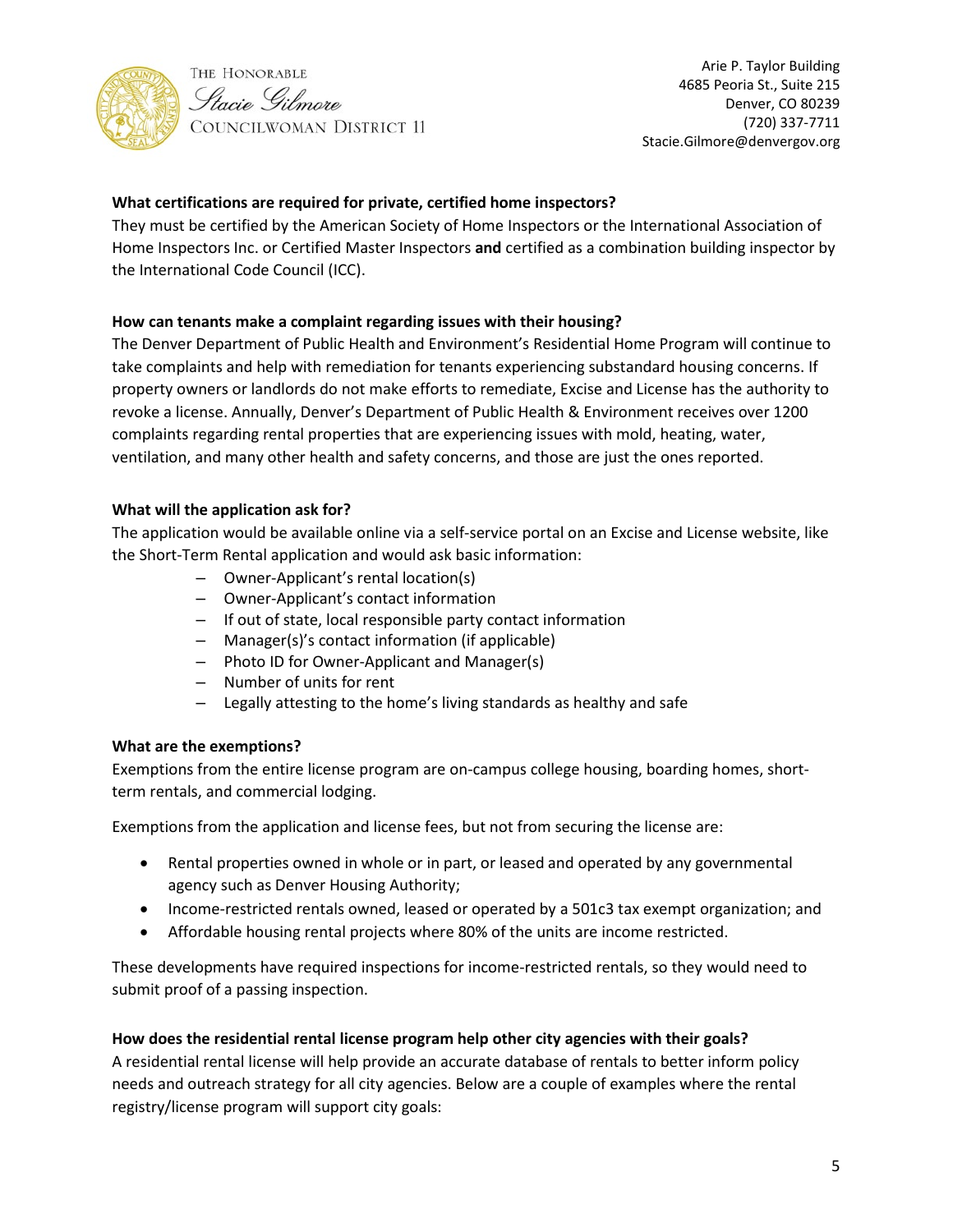**What certifications are required for private, certified home inspectors?**

They must be certified by the American Society of Home Inspectors or the International Association of Home Inspectors Inc. or Certified Master Inspectors **and** certified as a combination building inspector by the International Code Council (ICC).

**How can tenants make a complaint regarding issues with their housing?**

The Denver Department of Public Health and Environment's Residential Home Program will continue to take complaints and help with remediation for tenants experiencing substandard housing concerns. If property owners or landlords do not make efforts to remediate, Excise and License has the authority to revoke a license. Annually, Denver's Department of Public Health & Environment receives over 1200 complaints regarding rental properties that are experiencing issues with mold, heating, water, ventilation, and many other health and safety concerns, and those are just the ones reported.

**What will the application ask for?**

The application would be available online via a self-service portal on an Excise and License website, like the Short-Term Rental application and would ask basic information:

- Owner-Applicant's rental location(s)
- Owner-Applicant's contact information
- If out of state, local responsible party contact information
- Manager(s)'s contact information (if applicable)
- Photo ID for Owner-Applicant and Manager(s)
- Number of units for rent
- Legally attesting to the home's living standards as healthy and safe

**What are the exemptions?**

Exemptions from the entire license program are on-campus college housing, boarding homes, short-term rentals, and commercial lodging.

Exemptions from the application and license fees, but not from securing the license are:

- Rental properties owned in whole or in part, or leased and operated by any governmental agency such as Denver Housing Authority;
- Income-restricted rentals owned, leased or operated by a 501c3 tax exempt organization; and
- Affordable housing rental projects where 80% of the units are income restricted.

These developments have required inspections for income-restricted rentals, so they would need to submit proof of a passing inspection.

**How does the residential rental license program help other city agencies with their goals?**

A residential rental license will help provide an accurate database of rentals to better inform policy needs and outreach strategy for all city agencies. Below are a couple of examples where the rental registry/license program will support city goals: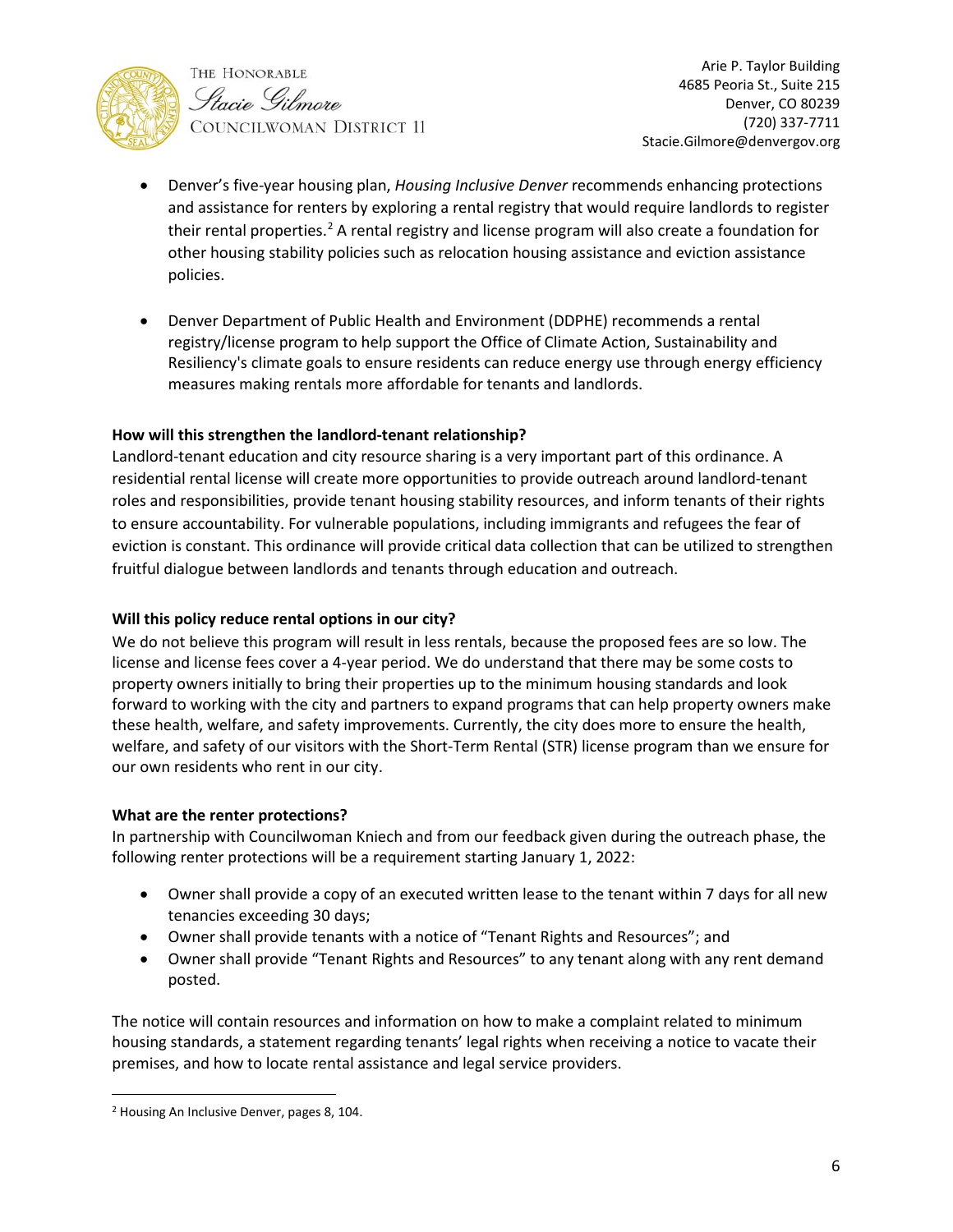- Denver's five-year housing plan, *Housing Inclusive Denver* recommends enhancing protections and assistance for renters by exploring a rental registry that would require landlords to register their rental properties.[2] A rental registry and license program will also create a foundation for other housing stability policies such as relocation housing assistance and eviction assistance policies.

- Denver Department of Public Health and Environment (DDPHE) recommends a rental registry/license program to help support the Office of Climate Action, Sustainability and Resiliency's climate goals to ensure residents can reduce energy use through energy efficiency measures making rentals more affordable for tenants and landlords.

**How will this strengthen the landlord-tenant relationship?**

Landlord-tenant education and city resource sharing is a very important part of this ordinance. A residential rental license will create more opportunities to provide outreach around landlord-tenant roles and responsibilities, provide tenant housing stability resources, and inform tenants of their rights to ensure accountability. For vulnerable populations, including immigrants and refugees the fear of eviction is constant. This ordinance will provide critical data collection that can be utilized to strengthen fruitful dialogue between landlords and tenants through education and outreach.

**Will this policy reduce rental options in our city?**

We do not believe this program will result in less rentals, because the proposed fees are so low. The license and license fees cover a 4-year period. We do understand that there may be some costs to property owners initially to bring their properties up to the minimum housing standards and look forward to working with the city and partners to expand programs that can help property owners make these health, welfare, and safety improvements. Currently, the city does more to ensure the health, welfare, and safety of our visitors with the Short-Term Rental (STR) license program than we ensure for our own residents who rent in our city.

**What are the renter protections?**

In partnership with Councilwoman Kniech and from our feedback given during the outreach phase, the following renter protections will be a requirement starting January 1, 2022:

- Owner shall provide a copy of an executed written lease to the tenant within 7 days for all new tenancies exceeding 30 days;
- Owner shall provide tenants with a notice of "Tenant Rights and Resources"; and
- Owner shall provide "Tenant Rights and Resources" to any tenant along with any rent demand posted.

The notice will contain resources and information on how to make a complaint related to minimum housing standards, a statement regarding tenants' legal rights when receiving a notice to vacate their premises, and how to locate rental assistance and legal service providers.

[2] Housing An Inclusive Denver, pages 8, 104.